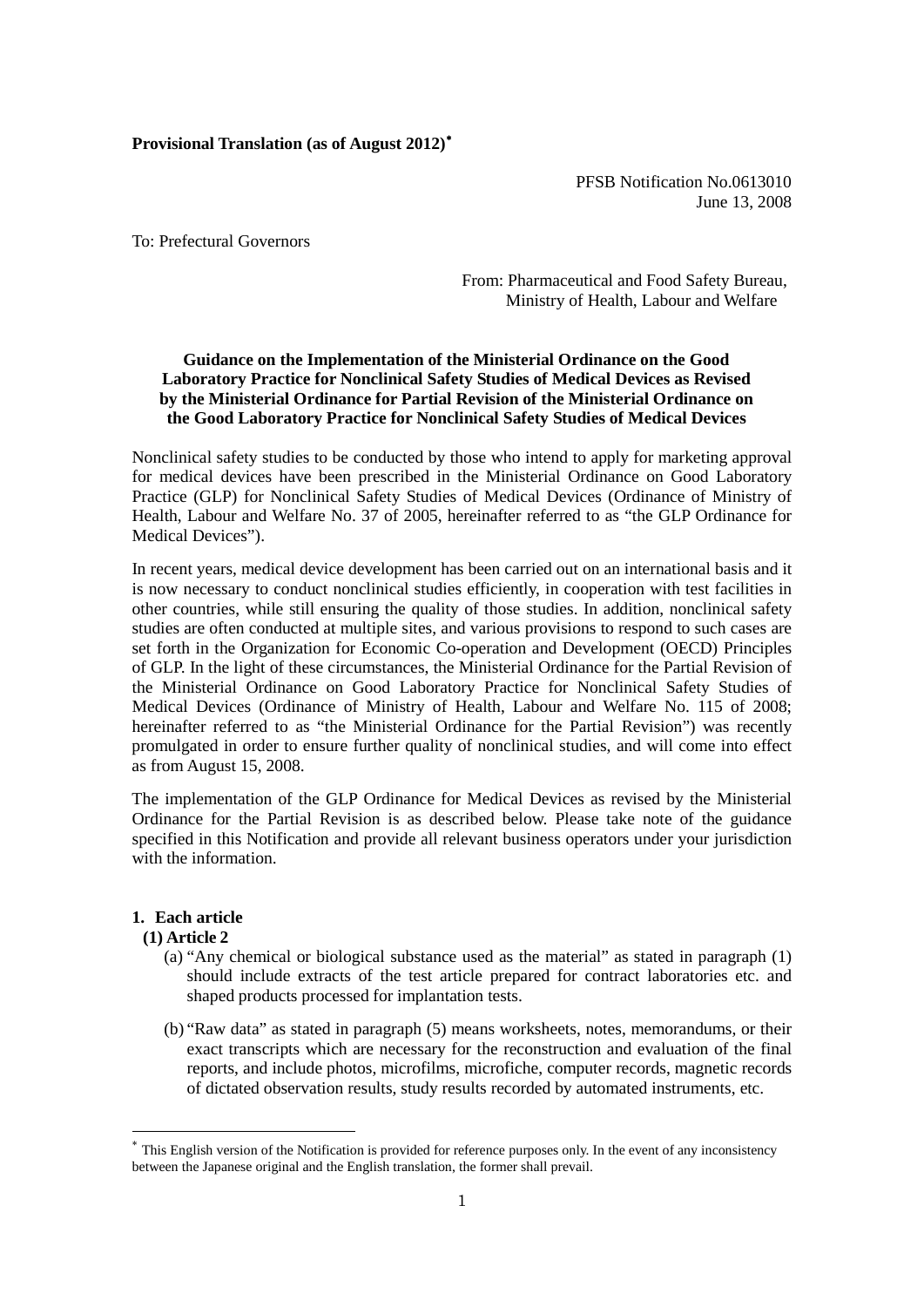**Provisional Translation (as of August 2012)[*]**

PFSB Notification No.0613010
June 13, 2008

To: Prefectural Governors

From: Pharmaceutical and Food Safety Bureau,
Ministry of Health, Labour and Welfare

**Guidance on the Implementation of the Ministerial Ordinance on the Good Laboratory Practice for Nonclinical Safety Studies of Medical Devices as Revised by the Ministerial Ordinance for Partial Revision of the Ministerial Ordinance on the Good Laboratory Practice for Nonclinical Safety Studies of Medical Devices**

Nonclinical safety studies to be conducted by those who intend to apply for marketing approval for medical devices have been prescribed in the Ministerial Ordinance on Good Laboratory Practice (GLP) for Nonclinical Safety Studies of Medical Devices (Ordinance of Ministry of Health, Labour and Welfare No. 37 of 2005, hereinafter referred to as "the GLP Ordinance for Medical Devices").

In recent years, medical device development has been carried out on an international basis and it is now necessary to conduct nonclinical studies efficiently, in cooperation with test facilities in other countries, while still ensuring the quality of those studies. In addition, nonclinical safety studies are often conducted at multiple sites, and various provisions to respond to such cases are set forth in the Organization for Economic Co-operation and Development (OECD) Principles of GLP. In the light of these circumstances, the Ministerial Ordinance for the Partial Revision of the Ministerial Ordinance on Good Laboratory Practice for Nonclinical Safety Studies of Medical Devices (Ordinance of Ministry of Health, Labour and Welfare No. 115 of 2008; hereinafter referred to as "the Ministerial Ordinance for the Partial Revision") was recently promulgated in order to ensure further quality of nonclinical studies, and will come into effect as from August 15, 2008.

The implementation of the GLP Ordinance for Medical Devices as revised by the Ministerial Ordinance for the Partial Revision is as described below. Please take note of the guidance specified in this Notification and provide all relevant business operators under your jurisdiction with the information.

**1. Each article**

**(1) Article 2**

(a) "Any chemical or biological substance used as the material" as stated in paragraph (1) should include extracts of the test article prepared for contract laboratories etc. and shaped products processed for implantation tests.

(b) "Raw data" as stated in paragraph (5) means worksheets, notes, memorandums, or their exact transcripts which are necessary for the reconstruction and evaluation of the final reports, and include photos, microfilms, microfiche, computer records, magnetic records of dictated observation results, study results recorded by automated instruments, etc.

[*] This English version of the Notification is provided for reference purposes only. In the event of any inconsistency between the Japanese original and the English translation, the former shall prevail.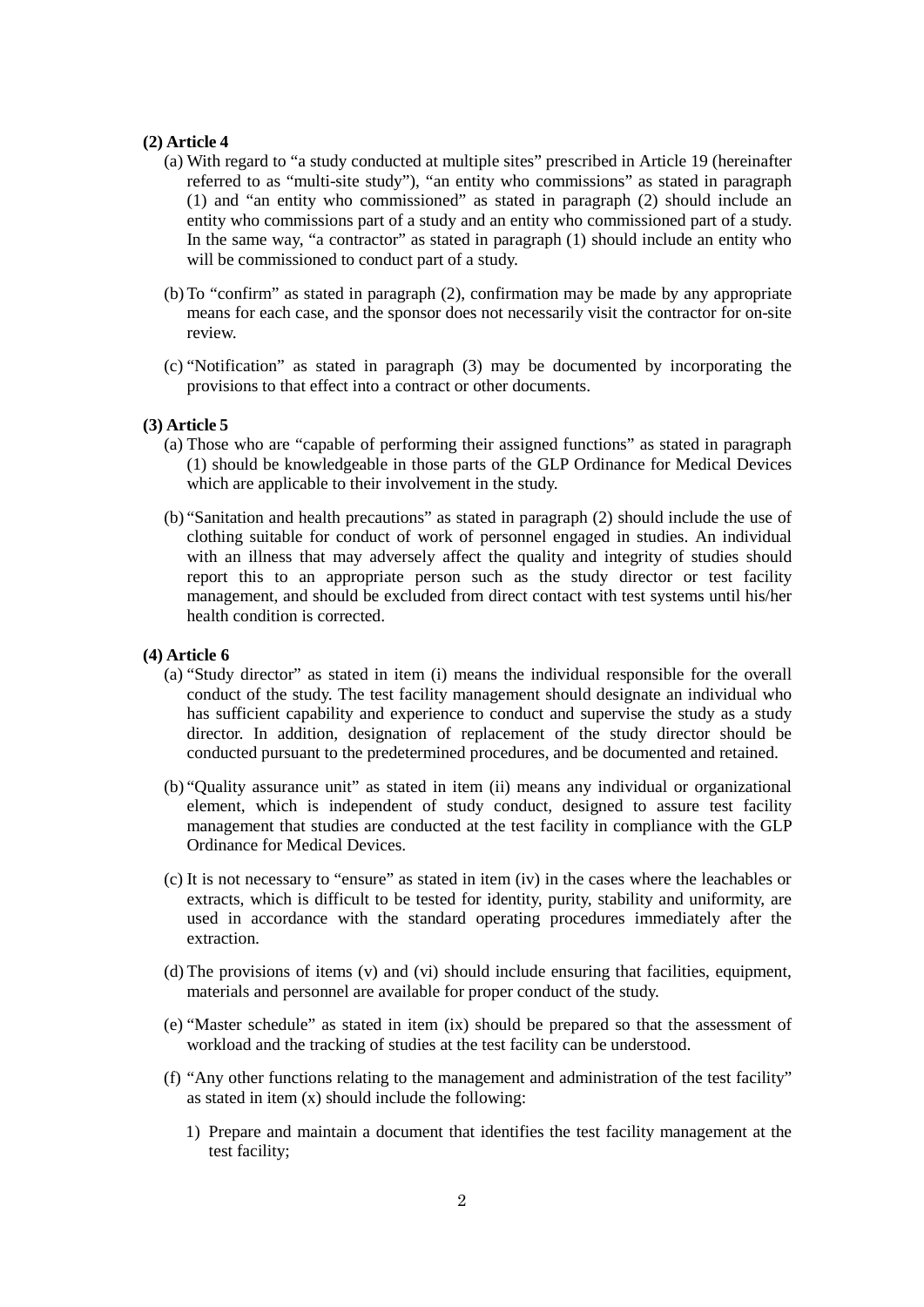**(2) Article 4**

(a) With regard to "a study conducted at multiple sites" prescribed in Article 19 (hereinafter referred to as "multi-site study"), "an entity who commissions" as stated in paragraph (1) and "an entity who commissioned" as stated in paragraph (2) should include an entity who commissions part of a study and an entity who commissioned part of a study. In the same way, "a contractor" as stated in paragraph (1) should include an entity who will be commissioned to conduct part of a study.

(b) To "confirm" as stated in paragraph (2), confirmation may be made by any appropriate means for each case, and the sponsor does not necessarily visit the contractor for on-site review.

(c) "Notification" as stated in paragraph (3) may be documented by incorporating the provisions to that effect into a contract or other documents.

**(3) Article 5**

(a) Those who are "capable of performing their assigned functions" as stated in paragraph (1) should be knowledgeable in those parts of the GLP Ordinance for Medical Devices which are applicable to their involvement in the study.

(b) "Sanitation and health precautions" as stated in paragraph (2) should include the use of clothing suitable for conduct of work of personnel engaged in studies. An individual with an illness that may adversely affect the quality and integrity of studies should report this to an appropriate person such as the study director or test facility management, and should be excluded from direct contact with test systems until his/her health condition is corrected.

**(4) Article 6**

(a) "Study director" as stated in item (i) means the individual responsible for the overall conduct of the study. The test facility management should designate an individual who has sufficient capability and experience to conduct and supervise the study as a study director. In addition, designation of replacement of the study director should be conducted pursuant to the predetermined procedures, and be documented and retained.

(b) "Quality assurance unit" as stated in item (ii) means any individual or organizational element, which is independent of study conduct, designed to assure test facility management that studies are conducted at the test facility in compliance with the GLP Ordinance for Medical Devices.

(c) It is not necessary to "ensure" as stated in item (iv) in the cases where the leachables or extracts, which is difficult to be tested for identity, purity, stability and uniformity, are used in accordance with the standard operating procedures immediately after the extraction.

(d) The provisions of items (v) and (vi) should include ensuring that facilities, equipment, materials and personnel are available for proper conduct of the study.

(e) "Master schedule" as stated in item (ix) should be prepared so that the assessment of workload and the tracking of studies at the test facility can be understood.

(f) "Any other functions relating to the management and administration of the test facility" as stated in item (x) should include the following:

1) Prepare and maintain a document that identifies the test facility management at the test facility;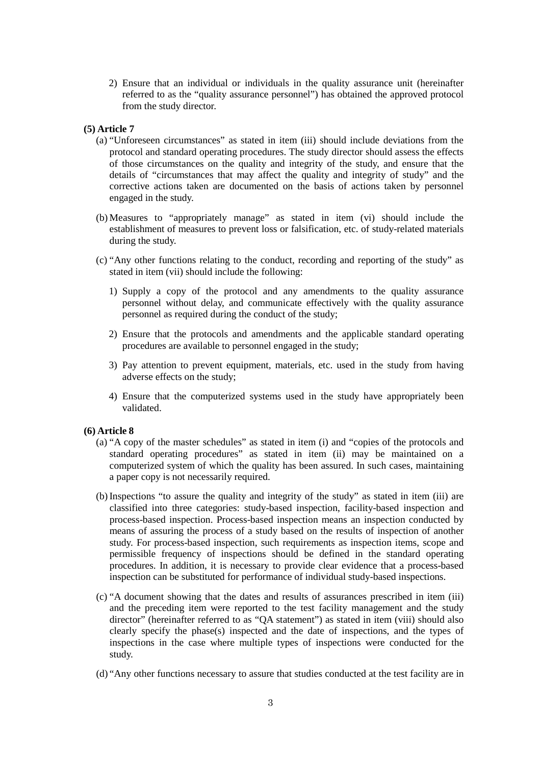2) Ensure that an individual or individuals in the quality assurance unit (hereinafter referred to as the "quality assurance personnel") has obtained the approved protocol from the study director.

**(5) Article 7**

(a) "Unforeseen circumstances" as stated in item (iii) should include deviations from the protocol and standard operating procedures. The study director should assess the effects of those circumstances on the quality and integrity of the study, and ensure that the details of "circumstances that may affect the quality and integrity of study" and the corrective actions taken are documented on the basis of actions taken by personnel engaged in the study.

(b) Measures to "appropriately manage" as stated in item (vi) should include the establishment of measures to prevent loss or falsification, etc. of study-related materials during the study.

(c) "Any other functions relating to the conduct, recording and reporting of the study" as stated in item (vii) should include the following:

1) Supply a copy of the protocol and any amendments to the quality assurance personnel without delay, and communicate effectively with the quality assurance personnel as required during the conduct of the study;

2) Ensure that the protocols and amendments and the applicable standard operating procedures are available to personnel engaged in the study;

3) Pay attention to prevent equipment, materials, etc. used in the study from having adverse effects on the study;

4) Ensure that the computerized systems used in the study have appropriately been validated.

**(6) Article 8**

(a) "A copy of the master schedules" as stated in item (i) and "copies of the protocols and standard operating procedures" as stated in item (ii) may be maintained on a computerized system of which the quality has been assured. In such cases, maintaining a paper copy is not necessarily required.

(b) Inspections "to assure the quality and integrity of the study" as stated in item (iii) are classified into three categories: study-based inspection, facility-based inspection and process-based inspection. Process-based inspection means an inspection conducted by means of assuring the process of a study based on the results of inspection of another study. For process-based inspection, such requirements as inspection items, scope and permissible frequency of inspections should be defined in the standard operating procedures. In addition, it is necessary to provide clear evidence that a process-based inspection can be substituted for performance of individual study-based inspections.

(c) "A document showing that the dates and results of assurances prescribed in item (iii) and the preceding item were reported to the test facility management and the study director" (hereinafter referred to as "QA statement") as stated in item (viii) should also clearly specify the phase(s) inspected and the date of inspections, and the types of inspections in the case where multiple types of inspections were conducted for the study.

(d) "Any other functions necessary to assure that studies conducted at the test facility are in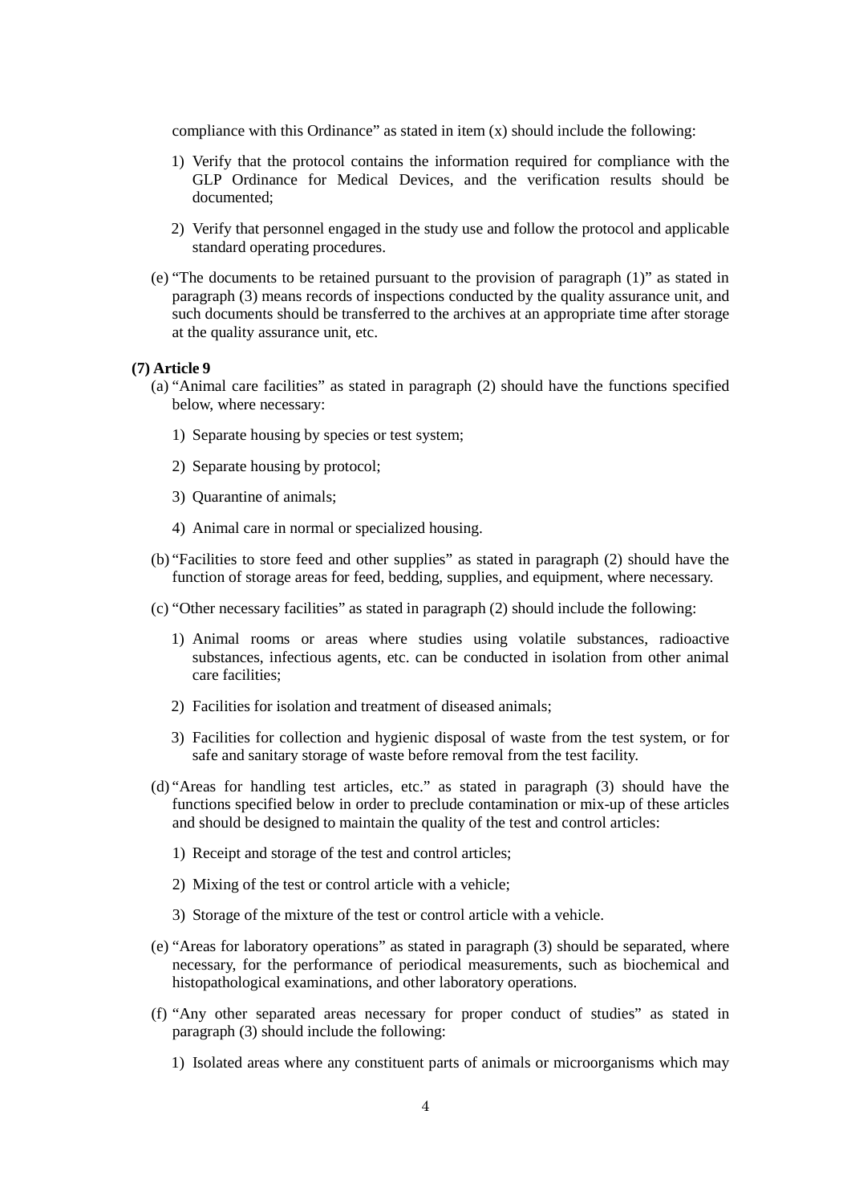compliance with this Ordinance" as stated in item (x) should include the following:

1) Verify that the protocol contains the information required for compliance with the GLP Ordinance for Medical Devices, and the verification results should be documented;

2) Verify that personnel engaged in the study use and follow the protocol and applicable standard operating procedures.

(e) "The documents to be retained pursuant to the provision of paragraph (1)" as stated in paragraph (3) means records of inspections conducted by the quality assurance unit, and such documents should be transferred to the archives at an appropriate time after storage at the quality assurance unit, etc.

**(7) Article 9**

(a) "Animal care facilities" as stated in paragraph (2) should have the functions specified below, where necessary:

1) Separate housing by species or test system;

2) Separate housing by protocol;

3) Quarantine of animals;

4) Animal care in normal or specialized housing.

(b) "Facilities to store feed and other supplies" as stated in paragraph (2) should have the function of storage areas for feed, bedding, supplies, and equipment, where necessary.

(c) "Other necessary facilities" as stated in paragraph (2) should include the following:

1) Animal rooms or areas where studies using volatile substances, radioactive substances, infectious agents, etc. can be conducted in isolation from other animal care facilities;

2) Facilities for isolation and treatment of diseased animals;

3) Facilities for collection and hygienic disposal of waste from the test system, or for safe and sanitary storage of waste before removal from the test facility.

(d) "Areas for handling test articles, etc." as stated in paragraph (3) should have the functions specified below in order to preclude contamination or mix-up of these articles and should be designed to maintain the quality of the test and control articles:

1) Receipt and storage of the test and control articles;

2) Mixing of the test or control article with a vehicle;

3) Storage of the mixture of the test or control article with a vehicle.

(e) "Areas for laboratory operations" as stated in paragraph (3) should be separated, where necessary, for the performance of periodical measurements, such as biochemical and histopathological examinations, and other laboratory operations.

(f) "Any other separated areas necessary for proper conduct of studies" as stated in paragraph (3) should include the following:

1) Isolated areas where any constituent parts of animals or microorganisms which may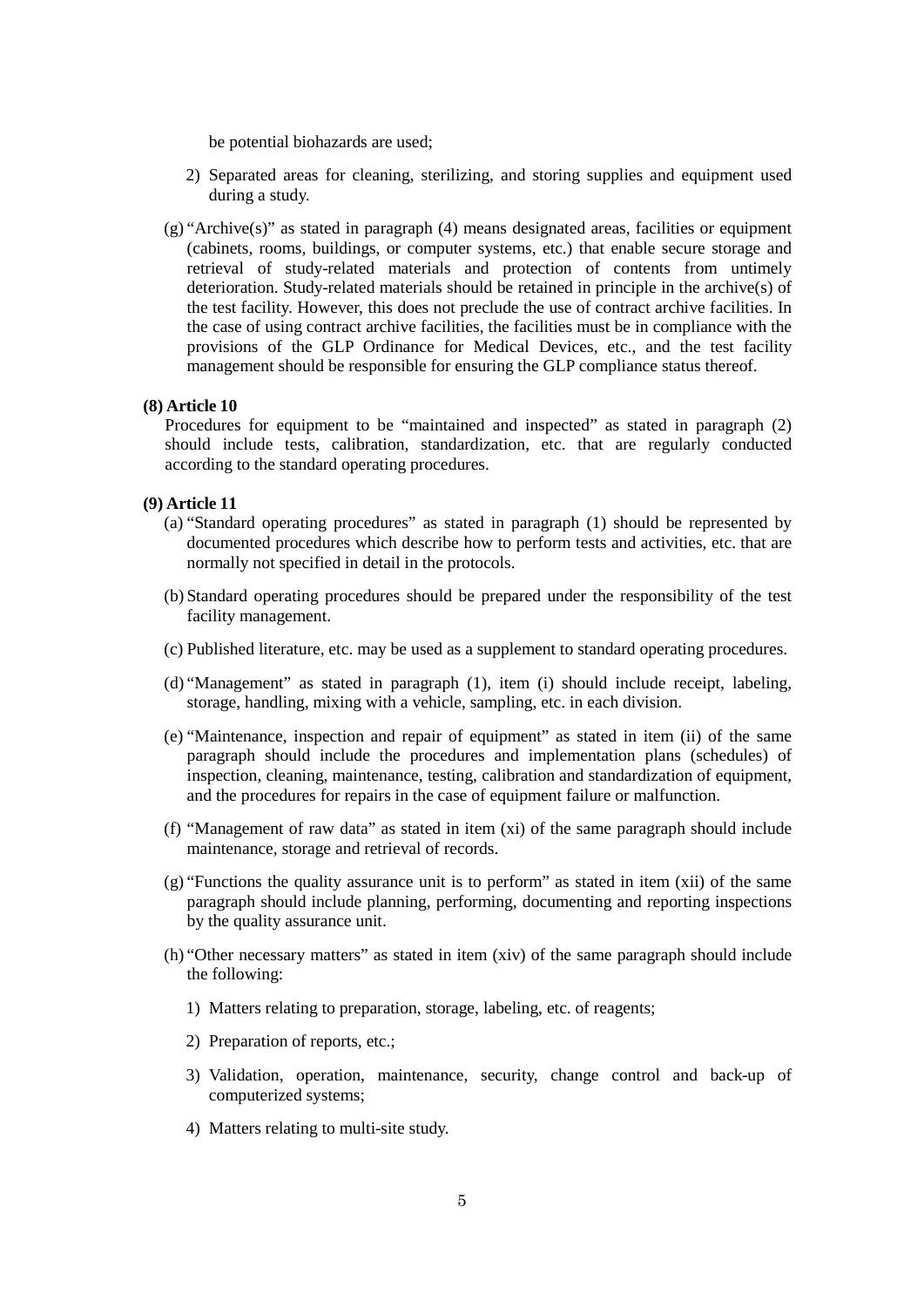be potential biohazards are used;

2) Separated areas for cleaning, sterilizing, and storing supplies and equipment used during a study.

(g) "Archive(s)" as stated in paragraph (4) means designated areas, facilities or equipment (cabinets, rooms, buildings, or computer systems, etc.) that enable secure storage and retrieval of study-related materials and protection of contents from untimely deterioration. Study-related materials should be retained in principle in the archive(s) of the test facility. However, this does not preclude the use of contract archive facilities. In the case of using contract archive facilities, the facilities must be in compliance with the provisions of the GLP Ordinance for Medical Devices, etc., and the test facility management should be responsible for ensuring the GLP compliance status thereof.

**(8) Article 10**

Procedures for equipment to be "maintained and inspected" as stated in paragraph (2) should include tests, calibration, standardization, etc. that are regularly conducted according to the standard operating procedures.

**(9) Article 11**

(a) "Standard operating procedures" as stated in paragraph (1) should be represented by documented procedures which describe how to perform tests and activities, etc. that are normally not specified in detail in the protocols.

(b) Standard operating procedures should be prepared under the responsibility of the test facility management.

(c) Published literature, etc. may be used as a supplement to standard operating procedures.

(d) "Management" as stated in paragraph (1), item (i) should include receipt, labeling, storage, handling, mixing with a vehicle, sampling, etc. in each division.

(e) "Maintenance, inspection and repair of equipment" as stated in item (ii) of the same paragraph should include the procedures and implementation plans (schedules) of inspection, cleaning, maintenance, testing, calibration and standardization of equipment, and the procedures for repairs in the case of equipment failure or malfunction.

(f) "Management of raw data" as stated in item (xi) of the same paragraph should include maintenance, storage and retrieval of records.

(g) "Functions the quality assurance unit is to perform" as stated in item (xii) of the same paragraph should include planning, performing, documenting and reporting inspections by the quality assurance unit.

(h) "Other necessary matters" as stated in item (xiv) of the same paragraph should include the following:

1) Matters relating to preparation, storage, labeling, etc. of reagents;

2) Preparation of reports, etc.;

3) Validation, operation, maintenance, security, change control and back-up of computerized systems;

4) Matters relating to multi-site study.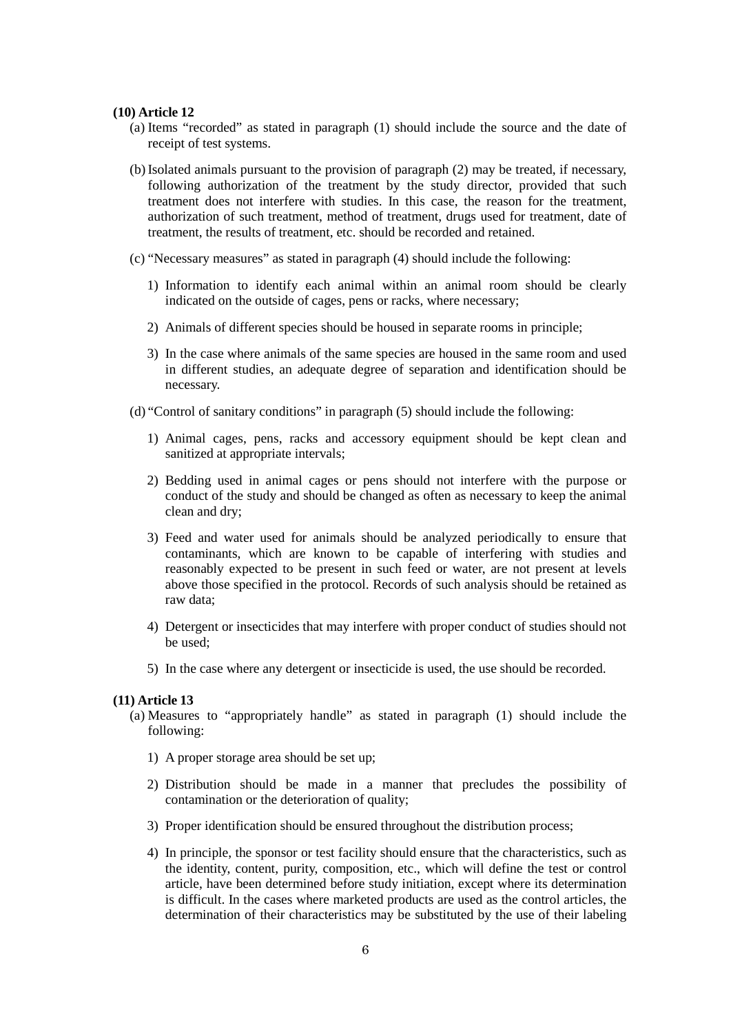**(10) Article 12**

(a) Items "recorded" as stated in paragraph (1) should include the source and the date of receipt of test systems.

(b) Isolated animals pursuant to the provision of paragraph (2) may be treated, if necessary, following authorization of the treatment by the study director, provided that such treatment does not interfere with studies. In this case, the reason for the treatment, authorization of such treatment, method of treatment, drugs used for treatment, date of treatment, the results of treatment, etc. should be recorded and retained.

(c) "Necessary measures" as stated in paragraph (4) should include the following:

1) Information to identify each animal within an animal room should be clearly indicated on the outside of cages, pens or racks, where necessary;

2) Animals of different species should be housed in separate rooms in principle;

3) In the case where animals of the same species are housed in the same room and used in different studies, an adequate degree of separation and identification should be necessary.

(d) "Control of sanitary conditions" in paragraph (5) should include the following:

1) Animal cages, pens, racks and accessory equipment should be kept clean and sanitized at appropriate intervals;

2) Bedding used in animal cages or pens should not interfere with the purpose or conduct of the study and should be changed as often as necessary to keep the animal clean and dry;

3) Feed and water used for animals should be analyzed periodically to ensure that contaminants, which are known to be capable of interfering with studies and reasonably expected to be present in such feed or water, are not present at levels above those specified in the protocol. Records of such analysis should be retained as raw data;

4) Detergent or insecticides that may interfere with proper conduct of studies should not be used;

5) In the case where any detergent or insecticide is used, the use should be recorded.

**(11) Article 13**

(a) Measures to "appropriately handle" as stated in paragraph (1) should include the following:

1) A proper storage area should be set up;

2) Distribution should be made in a manner that precludes the possibility of contamination or the deterioration of quality;

3) Proper identification should be ensured throughout the distribution process;

4) In principle, the sponsor or test facility should ensure that the characteristics, such as the identity, content, purity, composition, etc., which will define the test or control article, have been determined before study initiation, except where its determination is difficult. In the cases where marketed products are used as the control articles, the determination of their characteristics may be substituted by the use of their labeling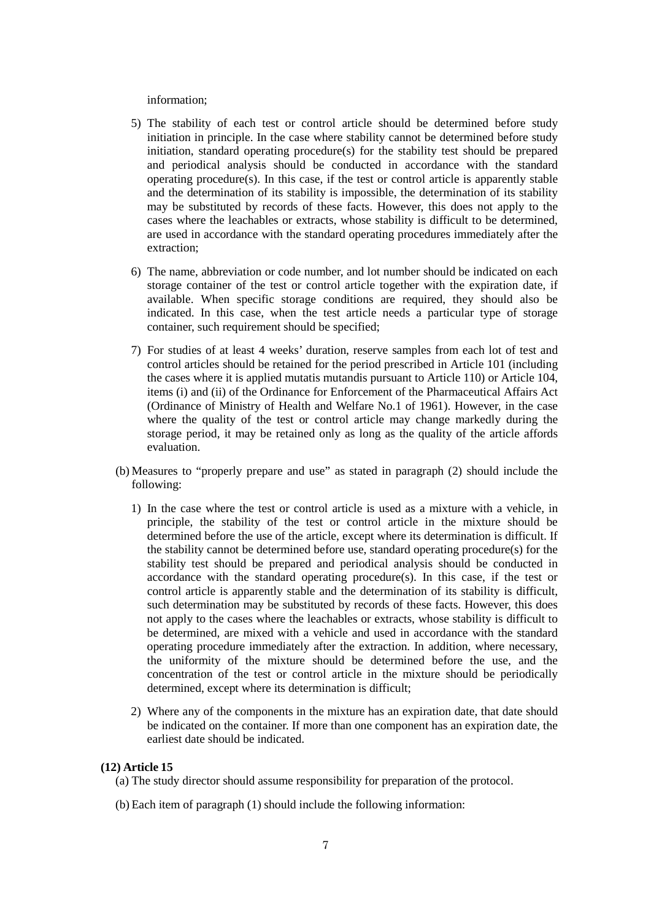information;

5) The stability of each test or control article should be determined before study initiation in principle. In the case where stability cannot be determined before study initiation, standard operating procedure(s) for the stability test should be prepared and periodical analysis should be conducted in accordance with the standard operating procedure(s). In this case, if the test or control article is apparently stable and the determination of its stability is impossible, the determination of its stability may be substituted by records of these facts. However, this does not apply to the cases where the leachables or extracts, whose stability is difficult to be determined, are used in accordance with the standard operating procedures immediately after the extraction;

6) The name, abbreviation or code number, and lot number should be indicated on each storage container of the test or control article together with the expiration date, if available. When specific storage conditions are required, they should also be indicated. In this case, when the test article needs a particular type of storage container, such requirement should be specified;

7) For studies of at least 4 weeks' duration, reserve samples from each lot of test and control articles should be retained for the period prescribed in Article 101 (including the cases where it is applied mutatis mutandis pursuant to Article 110) or Article 104, items (i) and (ii) of the Ordinance for Enforcement of the Pharmaceutical Affairs Act (Ordinance of Ministry of Health and Welfare No.1 of 1961). However, in the case where the quality of the test or control article may change markedly during the storage period, it may be retained only as long as the quality of the article affords evaluation.

(b) Measures to "properly prepare and use" as stated in paragraph (2) should include the following:

1) In the case where the test or control article is used as a mixture with a vehicle, in principle, the stability of the test or control article in the mixture should be determined before the use of the article, except where its determination is difficult. If the stability cannot be determined before use, standard operating procedure(s) for the stability test should be prepared and periodical analysis should be conducted in accordance with the standard operating procedure(s). In this case, if the test or control article is apparently stable and the determination of its stability is difficult, such determination may be substituted by records of these facts. However, this does not apply to the cases where the leachables or extracts, whose stability is difficult to be determined, are mixed with a vehicle and used in accordance with the standard operating procedure immediately after the extraction. In addition, where necessary, the uniformity of the mixture should be determined before the use, and the concentration of the test or control article in the mixture should be periodically determined, except where its determination is difficult;

2) Where any of the components in the mixture has an expiration date, that date should be indicated on the container. If more than one component has an expiration date, the earliest date should be indicated.

**(12) Article 15**

(a) The study director should assume responsibility for preparation of the protocol.

(b) Each item of paragraph (1) should include the following information: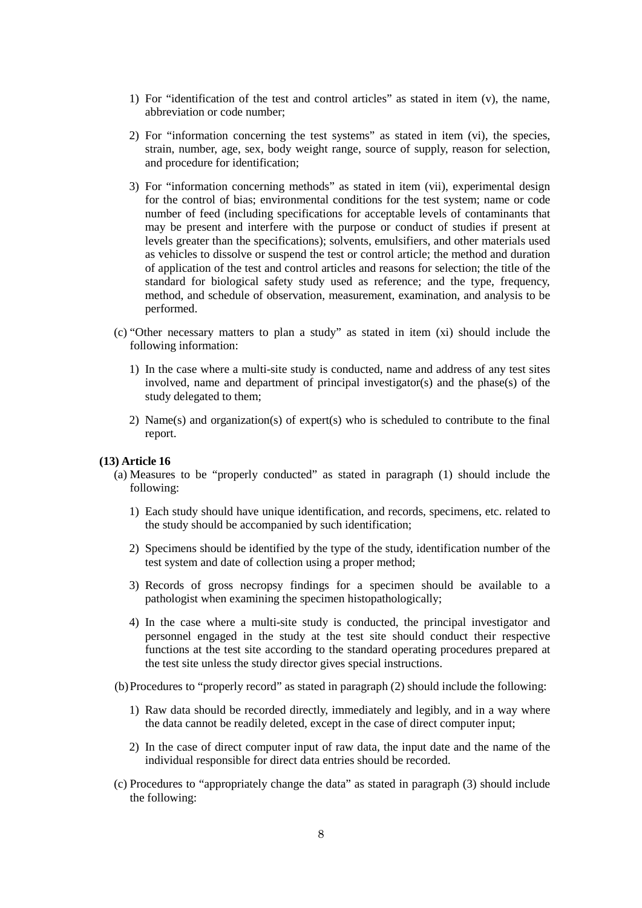1) For "identification of the test and control articles" as stated in item (v), the name, abbreviation or code number;

2) For "information concerning the test systems" as stated in item (vi), the species, strain, number, age, sex, body weight range, source of supply, reason for selection, and procedure for identification;

3) For "information concerning methods" as stated in item (vii), experimental design for the control of bias; environmental conditions for the test system; name or code number of feed (including specifications for acceptable levels of contaminants that may be present and interfere with the purpose or conduct of studies if present at levels greater than the specifications); solvents, emulsifiers, and other materials used as vehicles to dissolve or suspend the test or control article; the method and duration of application of the test and control articles and reasons for selection; the title of the standard for biological safety study used as reference; and the type, frequency, method, and schedule of observation, measurement, examination, and analysis to be performed.

(c) "Other necessary matters to plan a study" as stated in item (xi) should include the following information:

1) In the case where a multi-site study is conducted, name and address of any test sites involved, name and department of principal investigator(s) and the phase(s) of the study delegated to them;

2) Name(s) and organization(s) of expert(s) who is scheduled to contribute to the final report.

**(13) Article 16**

(a) Measures to be "properly conducted" as stated in paragraph (1) should include the following:

1) Each study should have unique identification, and records, specimens, etc. related to the study should be accompanied by such identification;

2) Specimens should be identified by the type of the study, identification number of the test system and date of collection using a proper method;

3) Records of gross necropsy findings for a specimen should be available to a pathologist when examining the specimen histopathologically;

4) In the case where a multi-site study is conducted, the principal investigator and personnel engaged in the study at the test site should conduct their respective functions at the test site according to the standard operating procedures prepared at the test site unless the study director gives special instructions.

(b) Procedures to "properly record" as stated in paragraph (2) should include the following:

1) Raw data should be recorded directly, immediately and legibly, and in a way where the data cannot be readily deleted, except in the case of direct computer input;

2) In the case of direct computer input of raw data, the input date and the name of the individual responsible for direct data entries should be recorded.

(c) Procedures to "appropriately change the data" as stated in paragraph (3) should include the following: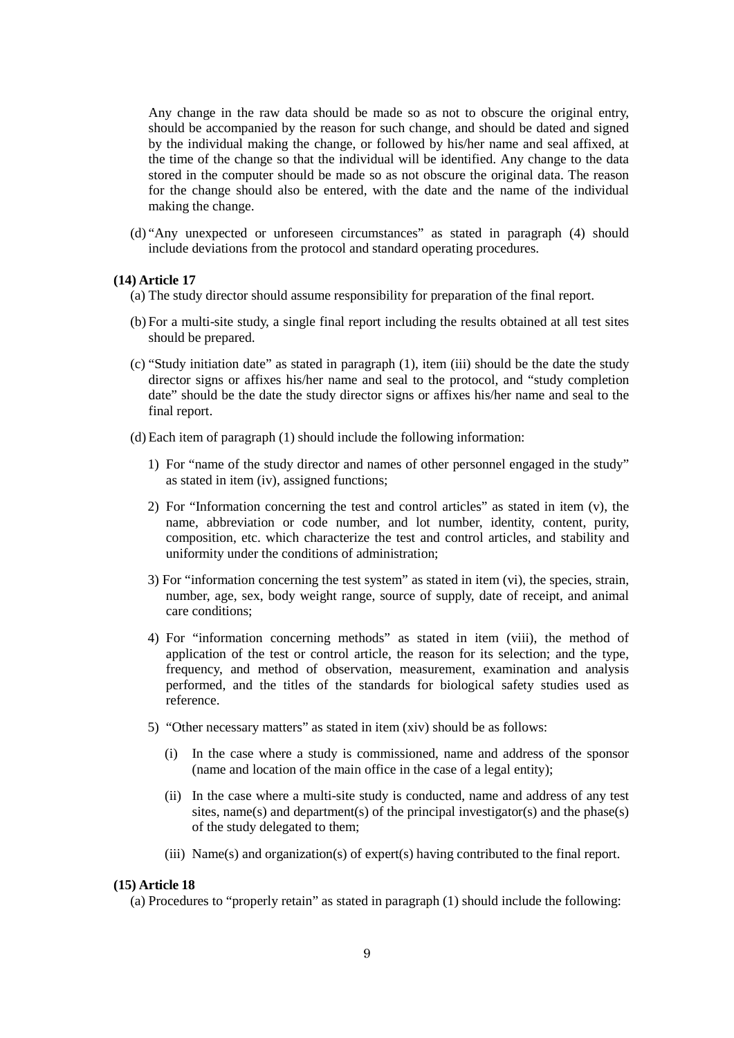Any change in the raw data should be made so as not to obscure the original entry, should be accompanied by the reason for such change, and should be dated and signed by the individual making the change, or followed by his/her name and seal affixed, at the time of the change so that the individual will be identified. Any change to the data stored in the computer should be made so as not obscure the original data. The reason for the change should also be entered, with the date and the name of the individual making the change.

(d) "Any unexpected or unforeseen circumstances" as stated in paragraph (4) should include deviations from the protocol and standard operating procedures.

**(14) Article 17**

(a) The study director should assume responsibility for preparation of the final report.

(b) For a multi-site study, a single final report including the results obtained at all test sites should be prepared.

(c) "Study initiation date" as stated in paragraph (1), item (iii) should be the date the study director signs or affixes his/her name and seal to the protocol, and "study completion date" should be the date the study director signs or affixes his/her name and seal to the final report.

(d) Each item of paragraph (1) should include the following information:

1) For "name of the study director and names of other personnel engaged in the study" as stated in item (iv), assigned functions;

2) For "Information concerning the test and control articles" as stated in item (v), the name, abbreviation or code number, and lot number, identity, content, purity, composition, etc. which characterize the test and control articles, and stability and uniformity under the conditions of administration;

3) For "information concerning the test system" as stated in item (vi), the species, strain, number, age, sex, body weight range, source of supply, date of receipt, and animal care conditions;

4) For "information concerning methods" as stated in item (viii), the method of application of the test or control article, the reason for its selection; and the type, frequency, and method of observation, measurement, examination and analysis performed, and the titles of the standards for biological safety studies used as reference.

5) "Other necessary matters" as stated in item (xiv) should be as follows:

(i) In the case where a study is commissioned, name and address of the sponsor (name and location of the main office in the case of a legal entity);

(ii) In the case where a multi-site study is conducted, name and address of any test sites, name(s) and department(s) of the principal investigator(s) and the phase(s) of the study delegated to them;

(iii) Name(s) and organization(s) of expert(s) having contributed to the final report.

**(15) Article 18**

(a) Procedures to "properly retain" as stated in paragraph (1) should include the following: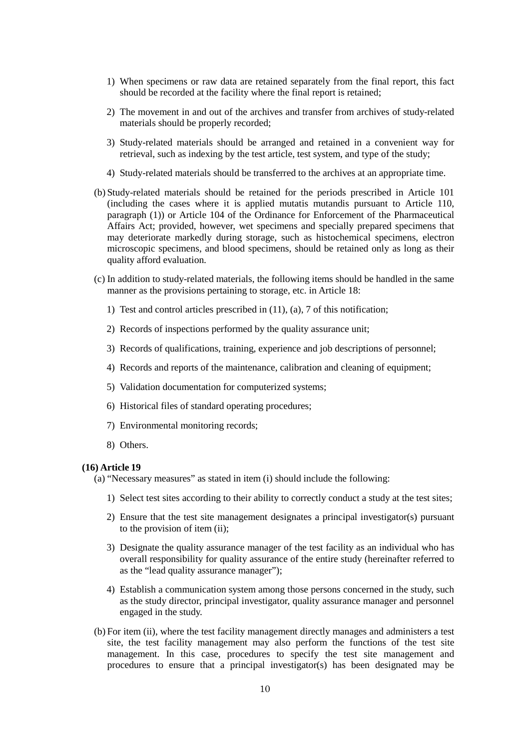1) When specimens or raw data are retained separately from the final report, this fact should be recorded at the facility where the final report is retained;

2) The movement in and out of the archives and transfer from archives of study-related materials should be properly recorded;

3) Study-related materials should be arranged and retained in a convenient way for retrieval, such as indexing by the test article, test system, and type of the study;

4) Study-related materials should be transferred to the archives at an appropriate time.

(b) Study-related materials should be retained for the periods prescribed in Article 101 (including the cases where it is applied mutatis mutandis pursuant to Article 110, paragraph (1)) or Article 104 of the Ordinance for Enforcement of the Pharmaceutical Affairs Act; provided, however, wet specimens and specially prepared specimens that may deteriorate markedly during storage, such as histochemical specimens, electron microscopic specimens, and blood specimens, should be retained only as long as their quality afford evaluation.

(c) In addition to study-related materials, the following items should be handled in the same manner as the provisions pertaining to storage, etc. in Article 18:

1) Test and control articles prescribed in (11), (a), 7 of this notification;

2) Records of inspections performed by the quality assurance unit;

3) Records of qualifications, training, experience and job descriptions of personnel;

4) Records and reports of the maintenance, calibration and cleaning of equipment;

5) Validation documentation for computerized systems;

6) Historical files of standard operating procedures;

7) Environmental monitoring records;

8) Others.

**(16) Article 19**

(a) "Necessary measures" as stated in item (i) should include the following:

1) Select test sites according to their ability to correctly conduct a study at the test sites;

2) Ensure that the test site management designates a principal investigator(s) pursuant to the provision of item (ii);

3) Designate the quality assurance manager of the test facility as an individual who has overall responsibility for quality assurance of the entire study (hereinafter referred to as the "lead quality assurance manager");

4) Establish a communication system among those persons concerned in the study, such as the study director, principal investigator, quality assurance manager and personnel engaged in the study.

(b) For item (ii), where the test facility management directly manages and administers a test site, the test facility management may also perform the functions of the test site management. In this case, procedures to specify the test site management and procedures to ensure that a principal investigator(s) has been designated may be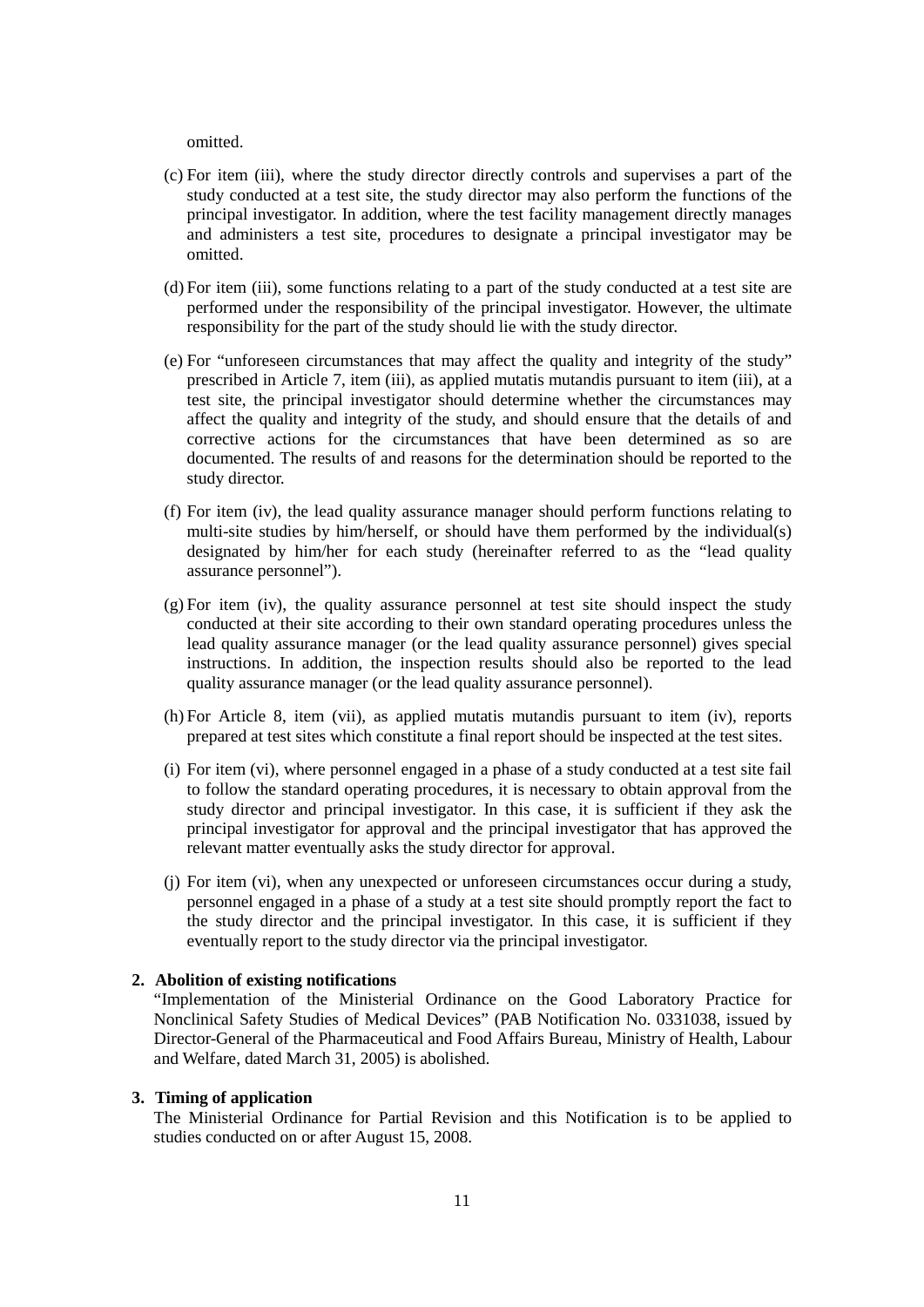omitted.

(c) For item (iii), where the study director directly controls and supervises a part of the study conducted at a test site, the study director may also perform the functions of the principal investigator. In addition, where the test facility management directly manages and administers a test site, procedures to designate a principal investigator may be omitted.

(d) For item (iii), some functions relating to a part of the study conducted at a test site are performed under the responsibility of the principal investigator. However, the ultimate responsibility for the part of the study should lie with the study director.

(e) For "unforeseen circumstances that may affect the quality and integrity of the study" prescribed in Article 7, item (iii), as applied mutatis mutandis pursuant to item (iii), at a test site, the principal investigator should determine whether the circumstances may affect the quality and integrity of the study, and should ensure that the details of and corrective actions for the circumstances that have been determined as so are documented. The results of and reasons for the determination should be reported to the study director.

(f) For item (iv), the lead quality assurance manager should perform functions relating to multi-site studies by him/herself, or should have them performed by the individual(s) designated by him/her for each study (hereinafter referred to as the "lead quality assurance personnel").

(g) For item (iv), the quality assurance personnel at test site should inspect the study conducted at their site according to their own standard operating procedures unless the lead quality assurance manager (or the lead quality assurance personnel) gives special instructions. In addition, the inspection results should also be reported to the lead quality assurance manager (or the lead quality assurance personnel).

(h) For Article 8, item (vii), as applied mutatis mutandis pursuant to item (iv), reports prepared at test sites which constitute a final report should be inspected at the test sites.

(i) For item (vi), where personnel engaged in a phase of a study conducted at a test site fail to follow the standard operating procedures, it is necessary to obtain approval from the study director and principal investigator. In this case, it is sufficient if they ask the principal investigator for approval and the principal investigator that has approved the relevant matter eventually asks the study director for approval.

(j) For item (vi), when any unexpected or unforeseen circumstances occur during a study, personnel engaged in a phase of a study at a test site should promptly report the fact to the study director and the principal investigator. In this case, it is sufficient if they eventually report to the study director via the principal investigator.

**2. Abolition of existing notifications**

"Implementation of the Ministerial Ordinance on the Good Laboratory Practice for Nonclinical Safety Studies of Medical Devices" (PAB Notification No. 0331038, issued by Director-General of the Pharmaceutical and Food Affairs Bureau, Ministry of Health, Labour and Welfare, dated March 31, 2005) is abolished.

**3. Timing of application**

The Ministerial Ordinance for Partial Revision and this Notification is to be applied to studies conducted on or after August 15, 2008.